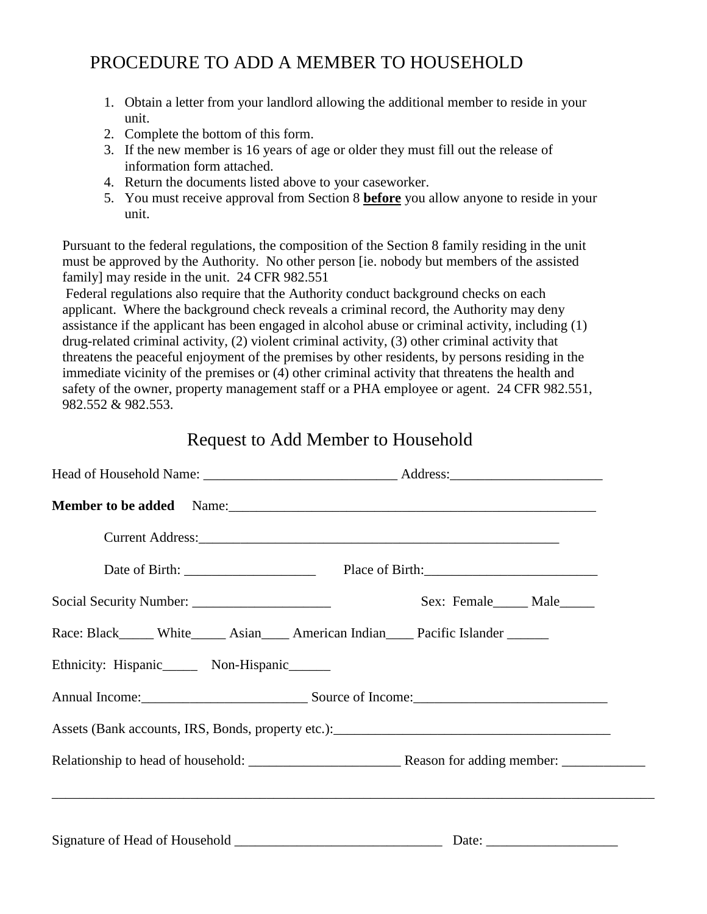# PROCEDURE TO ADD A MEMBER TO HOUSEHOLD

1. Obtain a letter from your landlord allowing the additional member to reside in your unit.
2. Complete the bottom of this form.
3. If the new member is 16 years of age or older they must fill out the release of information form attached.
4. Return the documents listed above to your caseworker.
5. You must receive approval from Section 8 **before** you allow anyone to reside in your unit.

Pursuant to the federal regulations, the composition of the Section 8 family residing in the unit must be approved by the Authority. No other person [ie. nobody but members of the assisted family] may reside in the unit. 24 CFR 982.551

Federal regulations also require that the Authority conduct background checks on each applicant. Where the background check reveals a criminal record, the Authority may deny assistance if the applicant has been engaged in alcohol abuse or criminal activity, including (1) drug-related criminal activity, (2) violent criminal activity, (3) other criminal activity that threatens the peaceful enjoyment of the premises by other residents, by persons residing in the immediate vicinity of the premises or (4) other criminal activity that threatens the health and safety of the owner, property management staff or a PHA employee or agent. 24 CFR 982.551, 982.552 & 982.553.

## Request to Add Member to Household

Head of Household Name: ____________________________ Address:______________________

**Member to be added** Name:________________________________________________________

Current Address:______________________________________________________

Date of Birth: ___________________ Place of Birth:_________________________

Social Security Number: ____________________ Sex: Female_____ Male_____

Race: Black_____ White_____ Asian____ American Indian____ Pacific Islander ______

Ethnicity: Hispanic_____ Non-Hispanic______

Annual Income:________________________ Source of Income:___________________________

Assets (Bank accounts, IRS, Bonds, property etc.):________________________________________

Relationship to head of household: ______________________ Reason for adding member: ____________

_____________________________________________________________________________________

Signature of Head of Household ______________________________ Date: ___________________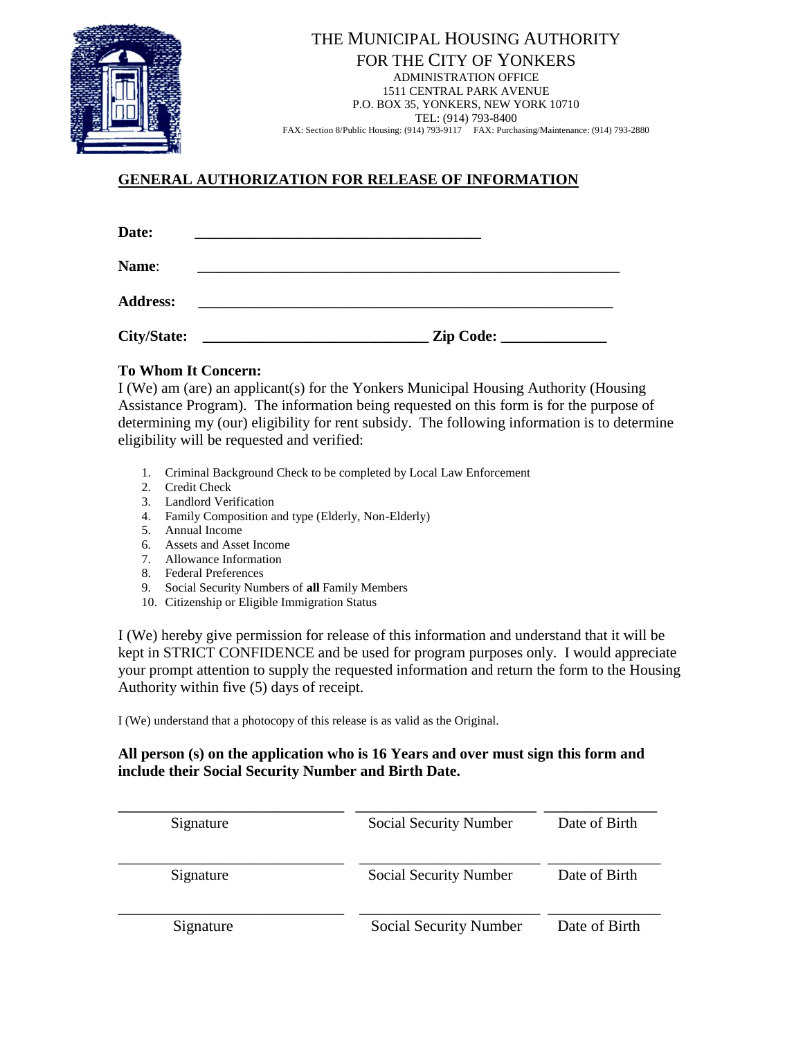THE MUNICIPAL HOUSING AUTHORITY
FOR THE CITY OF YONKERS
ADMINISTRATION OFFICE
1511 CENTRAL PARK AVENUE
P.O. BOX 35, YONKERS, NEW YORK 10710
TEL: (914) 793-8400
FAX: Section 8/Public Housing: (914) 793-9117 FAX: Purchasing/Maintenance: (914) 793-2880

## GENERAL AUTHORIZATION FOR RELEASE OF INFORMATION

**Date:** ______________________________________

**Name**: ______________________________________________________

**Address:** ______________________________________________________

**City/State:** ______________________________ **Zip Code:** _____________

**To Whom It Concern:**
I (We) am (are) an applicant(s) for the Yonkers Municipal Housing Authority (Housing Assistance Program). The information being requested on this form is for the purpose of determining my (our) eligibility for rent subsidy. The following information is to determine eligibility will be requested and verified:

1. Criminal Background Check to be completed by Local Law Enforcement
2. Credit Check
3. Landlord Verification
4. Family Composition and type (Elderly, Non-Elderly)
5. Annual Income
6. Assets and Asset Income
7. Allowance Information
8. Federal Preferences
9. Social Security Numbers of **all** Family Members
10. Citizenship or Eligible Immigration Status

I (We) hereby give permission for release of this information and understand that it will be kept in STRICT CONFIDENCE and be used for program purposes only. I would appreciate your prompt attention to supply the requested information and return the form to the Housing Authority within five (5) days of receipt.

I (We) understand that a photocopy of this release is as valid as the Original.

**All person (s) on the application who is 16 Years and over must sign this form and include their Social Security Number and Birth Date.**

| | | |
|---|---|---|
| ____________________________ | ______________________ | _____________ |
| Signature | Social Security Number | Date of Birth |
| ____________________________ | ______________________ | _____________ |
| Signature | Social Security Number | Date of Birth |
| ____________________________ | ______________________ | _____________ |
| Signature | Social Security Number | Date of Birth |